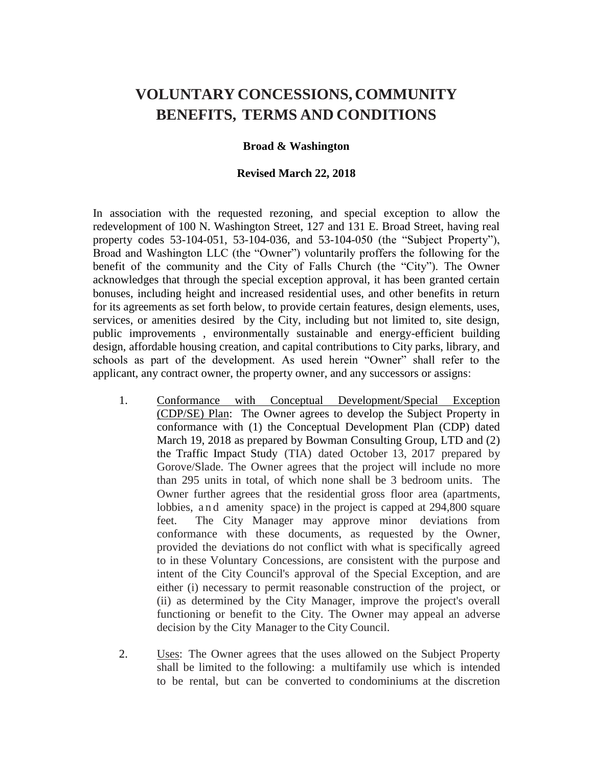# VOLUNTARY CONCESSIONS, COMMUNITY BENEFITS, TERMS AND CONDITIONS

**Broad & Washington**

**Revised March 22, 2018**

In association with the requested rezoning, and special exception to allow the redevelopment of 100 N. Washington Street, 127 and 131 E. Broad Street, having real property codes 53-104-051, 53-104-036, and 53-104-050 (the "Subject Property"), Broad and Washington LLC (the "Owner") voluntarily proffers the following for the benefit of the community and the City of Falls Church (the "City"). The Owner acknowledges that through the special exception approval, it has been granted certain bonuses, including height and increased residential uses, and other benefits in return for its agreements as set forth below, to provide certain features, design elements, uses, services, or amenities desired by the City, including but not limited to, site design, public improvements , environmentally sustainable and energy-efficient building design, affordable housing creation, and capital contributions to City parks, library, and schools as part of the development. As used herein "Owner" shall refer to the applicant, any contract owner, the property owner, and any successors or assigns:

1. Conformance with Conceptual Development/Special Exception (CDP/SE) Plan: The Owner agrees to develop the Subject Property in conformance with (1) the Conceptual Development Plan (CDP) dated March 19, 2018 as prepared by Bowman Consulting Group, LTD and (2) the Traffic Impact Study (TIA) dated October 13, 2017 prepared by Gorove/Slade. The Owner agrees that the project will include no more than 295 units in total, of which none shall be 3 bedroom units. The Owner further agrees that the residential gross floor area (apartments, lobbies, and amenity space) in the project is capped at 294,800 square feet. The City Manager may approve minor deviations from conformance with these documents, as requested by the Owner, provided the deviations do not conflict with what is specifically agreed to in these Voluntary Concessions, are consistent with the purpose and intent of the City Council's approval of the Special Exception, and are either (i) necessary to permit reasonable construction of the project, or (ii) as determined by the City Manager, improve the project's overall functioning or benefit to the City. The Owner may appeal an adverse decision by the City Manager to the City Council.

2. Uses: The Owner agrees that the uses allowed on the Subject Property shall be limited to the following: a multifamily use which is intended to be rental, but can be converted to condominiums at the discretion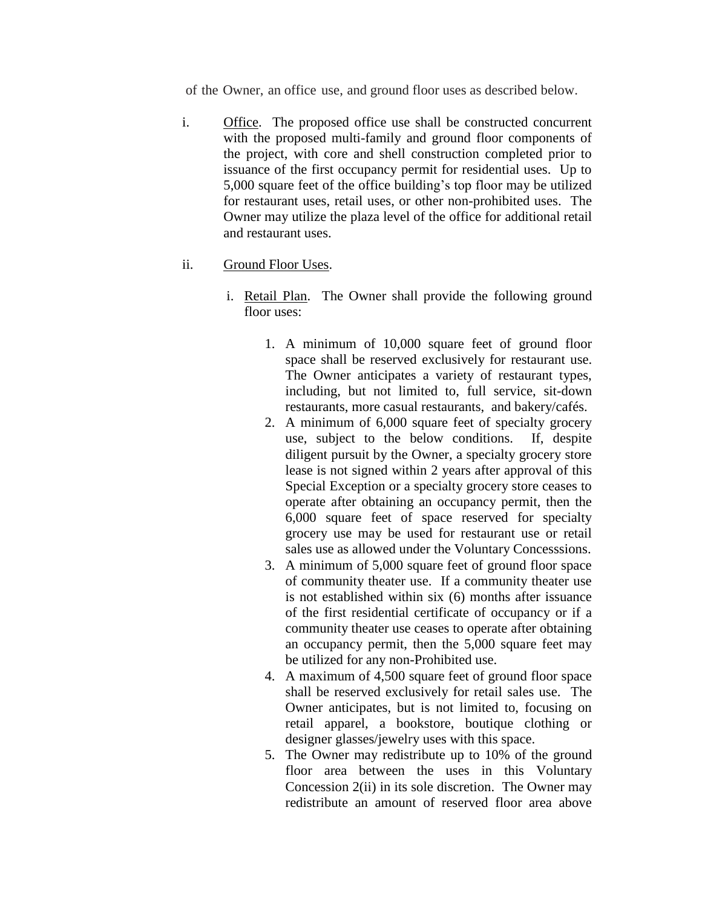of the Owner, an office use, and ground floor uses as described below.

i. Office. The proposed office use shall be constructed concurrent with the proposed multi-family and ground floor components of the project, with core and shell construction completed prior to issuance of the first occupancy permit for residential uses. Up to 5,000 square feet of the office building's top floor may be utilized for restaurant uses, retail uses, or other non-prohibited uses. The Owner may utilize the plaza level of the office for additional retail and restaurant uses.

ii. Ground Floor Uses.

   i. Retail Plan. The Owner shall provide the following ground floor uses:

      1. A minimum of 10,000 square feet of ground floor space shall be reserved exclusively for restaurant use. The Owner anticipates a variety of restaurant types, including, but not limited to, full service, sit-down restaurants, more casual restaurants, and bakery/cafés.
      2. A minimum of 6,000 square feet of specialty grocery use, subject to the below conditions. If, despite diligent pursuit by the Owner, a specialty grocery store lease is not signed within 2 years after approval of this Special Exception or a specialty grocery store ceases to operate after obtaining an occupancy permit, then the 6,000 square feet of space reserved for specialty grocery use may be used for restaurant use or retail sales use as allowed under the Voluntary Concesssions.
      3. A minimum of 5,000 square feet of ground floor space of community theater use. If a community theater use is not established within six (6) months after issuance of the first residential certificate of occupancy or if a community theater use ceases to operate after obtaining an occupancy permit, then the 5,000 square feet may be utilized for any non-Prohibited use.
      4. A maximum of 4,500 square feet of ground floor space shall be reserved exclusively for retail sales use. The Owner anticipates, but is not limited to, focusing on retail apparel, a bookstore, boutique clothing or designer glasses/jewelry uses with this space.
      5. The Owner may redistribute up to 10% of the ground floor area between the uses in this Voluntary Concession 2(ii) in its sole discretion. The Owner may redistribute an amount of reserved floor area above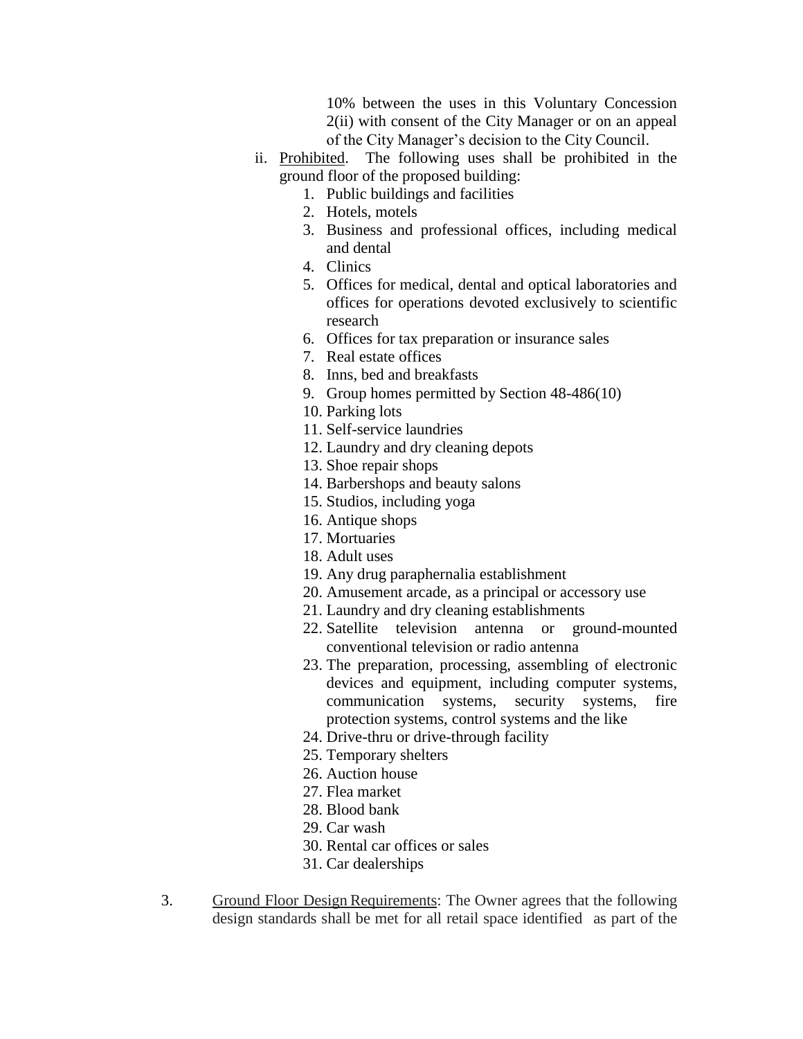10% between the uses in this Voluntary Concession 2(ii) with consent of the City Manager or on an appeal of the City Manager's decision to the City Council.

ii. Prohibited. The following uses shall be prohibited in the ground floor of the proposed building:

1. Public buildings and facilities
2. Hotels, motels
3. Business and professional offices, including medical and dental
4. Clinics
5. Offices for medical, dental and optical laboratories and offices for operations devoted exclusively to scientific research
6. Offices for tax preparation or insurance sales
7. Real estate offices
8. Inns, bed and breakfasts
9. Group homes permitted by Section 48-486(10)
10. Parking lots
11. Self-service laundries
12. Laundry and dry cleaning depots
13. Shoe repair shops
14. Barbershops and beauty salons
15. Studios, including yoga
16. Antique shops
17. Mortuaries
18. Adult uses
19. Any drug paraphernalia establishment
20. Amusement arcade, as a principal or accessory use
21. Laundry and dry cleaning establishments
22. Satellite television antenna or ground-mounted conventional television or radio antenna
23. The preparation, processing, assembling of electronic devices and equipment, including computer systems, communication systems, security systems, fire protection systems, control systems and the like
24. Drive-thru or drive-through facility
25. Temporary shelters
26. Auction house
27. Flea market
28. Blood bank
29. Car wash
30. Rental car offices or sales
31. Car dealerships

3. Ground Floor Design Requirements: The Owner agrees that the following design standards shall be met for all retail space identified as part of the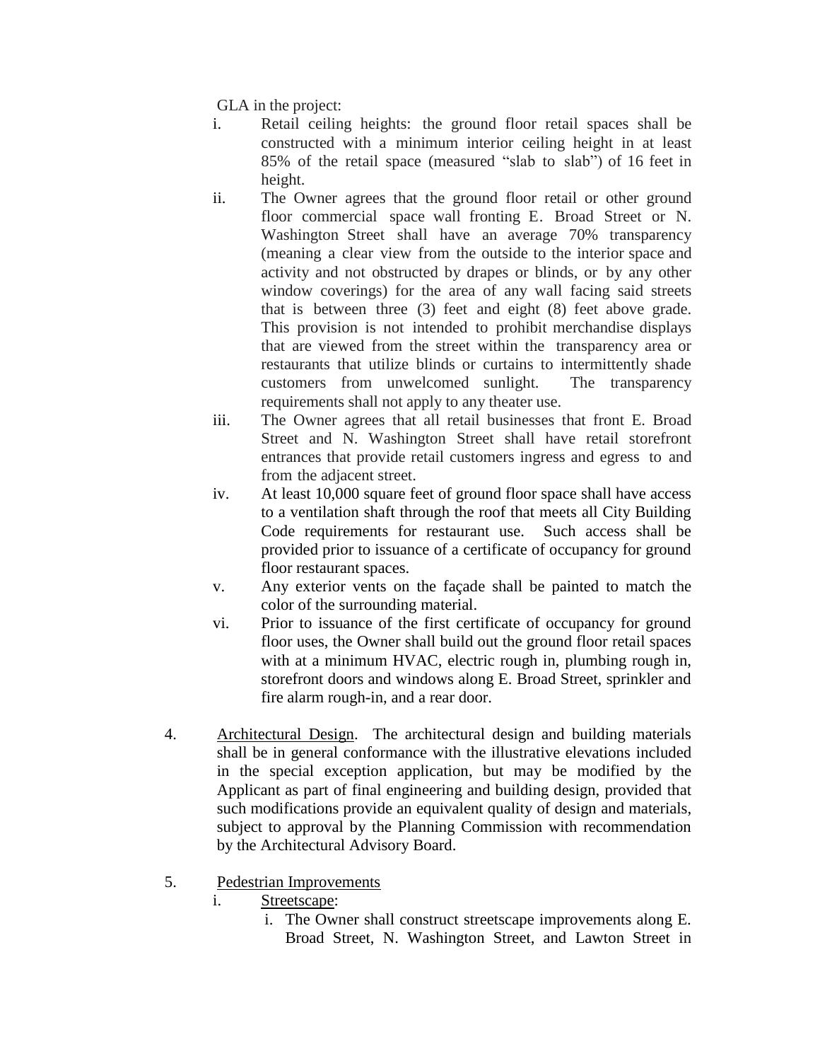GLA in the project:

i. Retail ceiling heights: the ground floor retail spaces shall be constructed with a minimum interior ceiling height in at least 85% of the retail space (measured "slab to slab") of 16 feet in height.

ii. The Owner agrees that the ground floor retail or other ground floor commercial space wall fronting E. Broad Street or N. Washington Street shall have an average 70% transparency (meaning a clear view from the outside to the interior space and activity and not obstructed by drapes or blinds, or by any other window coverings) for the area of any wall facing said streets that is between three (3) feet and eight (8) feet above grade. This provision is not intended to prohibit merchandise displays that are viewed from the street within the transparency area or restaurants that utilize blinds or curtains to intermittently shade customers from unwelcomed sunlight. The transparency requirements shall not apply to any theater use.

iii. The Owner agrees that all retail businesses that front E. Broad Street and N. Washington Street shall have retail storefront entrances that provide retail customers ingress and egress to and from the adjacent street.

iv. At least 10,000 square feet of ground floor space shall have access to a ventilation shaft through the roof that meets all City Building Code requirements for restaurant use. Such access shall be provided prior to issuance of a certificate of occupancy for ground floor restaurant spaces.

v. Any exterior vents on the façade shall be painted to match the color of the surrounding material.

vi. Prior to issuance of the first certificate of occupancy for ground floor uses, the Owner shall build out the ground floor retail spaces with at a minimum HVAC, electric rough in, plumbing rough in, storefront doors and windows along E. Broad Street, sprinkler and fire alarm rough-in, and a rear door.

4. Architectural Design. The architectural design and building materials shall be in general conformance with the illustrative elevations included in the special exception application, but may be modified by the Applicant as part of final engineering and building design, provided that such modifications provide an equivalent quality of design and materials, subject to approval by the Planning Commission with recommendation by the Architectural Advisory Board.

5. Pedestrian Improvements

   i. Streetscape:

      i. The Owner shall construct streetscape improvements along E. Broad Street, N. Washington Street, and Lawton Street in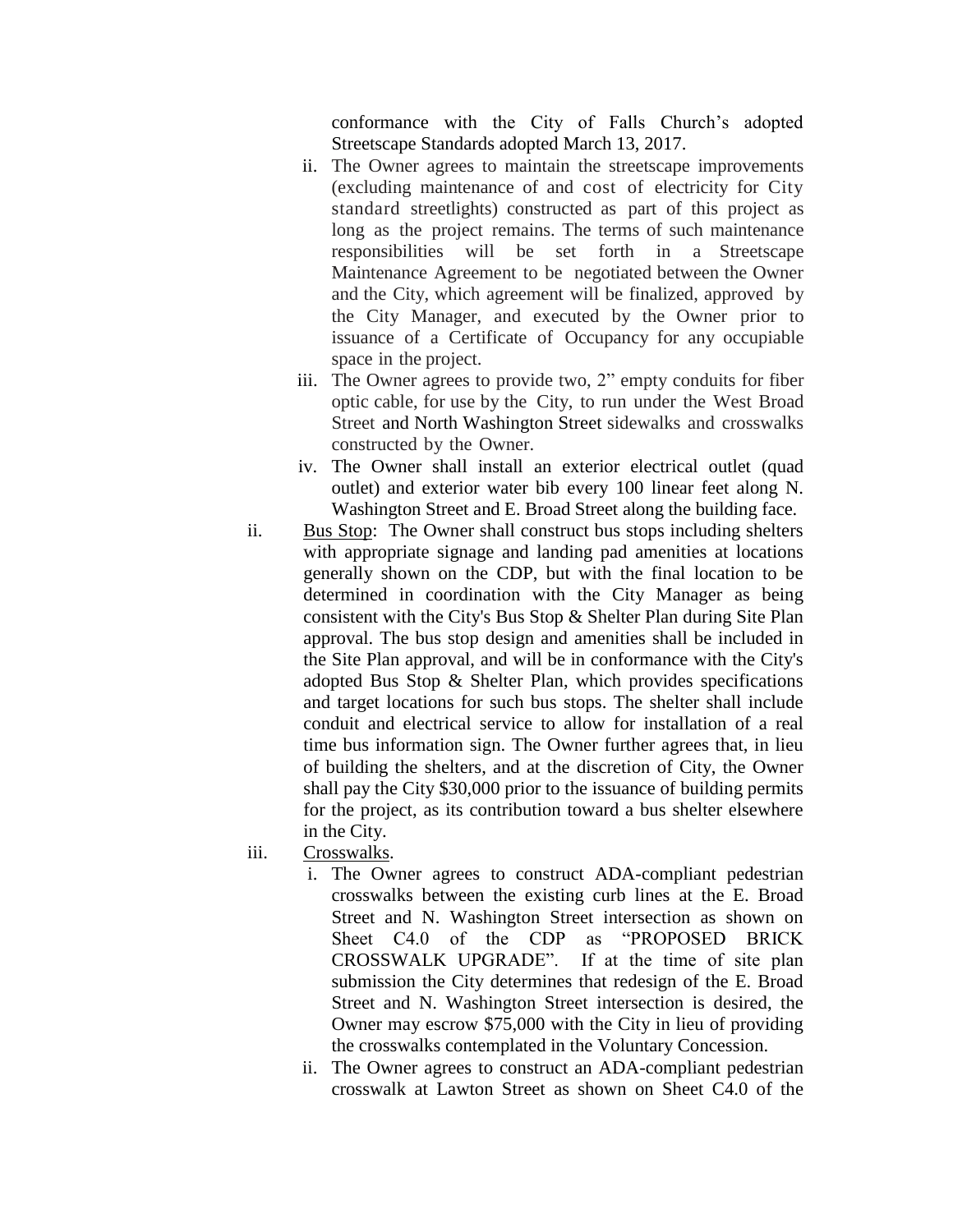conformance with the City of Falls Church's adopted Streetscape Standards adopted March 13, 2017.

ii. The Owner agrees to maintain the streetscape improvements (excluding maintenance of and cost of electricity for City standard streetlights) constructed as part of this project as long as the project remains. The terms of such maintenance responsibilities will be set forth in a Streetscape Maintenance Agreement to be negotiated between the Owner and the City, which agreement will be finalized, approved by the City Manager, and executed by the Owner prior to issuance of a Certificate of Occupancy for any occupiable space in the project.

iii. The Owner agrees to provide two, 2" empty conduits for fiber optic cable, for use by the City, to run under the West Broad Street and North Washington Street sidewalks and crosswalks constructed by the Owner.

iv. The Owner shall install an exterior electrical outlet (quad outlet) and exterior water bib every 100 linear feet along N. Washington Street and E. Broad Street along the building face.

ii. <u>Bus Stop</u>: The Owner shall construct bus stops including shelters with appropriate signage and landing pad amenities at locations generally shown on the CDP, but with the final location to be determined in coordination with the City Manager as being consistent with the City's Bus Stop & Shelter Plan during Site Plan approval. The bus stop design and amenities shall be included in the Site Plan approval, and will be in conformance with the City's adopted Bus Stop & Shelter Plan, which provides specifications and target locations for such bus stops. The shelter shall include conduit and electrical service to allow for installation of a real time bus information sign. The Owner further agrees that, in lieu of building the shelters, and at the discretion of City, the Owner shall pay the City $30,000 prior to the issuance of building permits for the project, as its contribution toward a bus shelter elsewhere in the City.

iii. <u>Crosswalks</u>.

i. The Owner agrees to construct ADA-compliant pedestrian crosswalks between the existing curb lines at the E. Broad Street and N. Washington Street intersection as shown on Sheet C4.0 of the CDP as "PROPOSED BRICK CROSSWALK UPGRADE". If at the time of site plan submission the City determines that redesign of the E. Broad Street and N. Washington Street intersection is desired, the Owner may escrow $75,000 with the City in lieu of providing the crosswalks contemplated in the Voluntary Concession.

ii. The Owner agrees to construct an ADA-compliant pedestrian crosswalk at Lawton Street as shown on Sheet C4.0 of the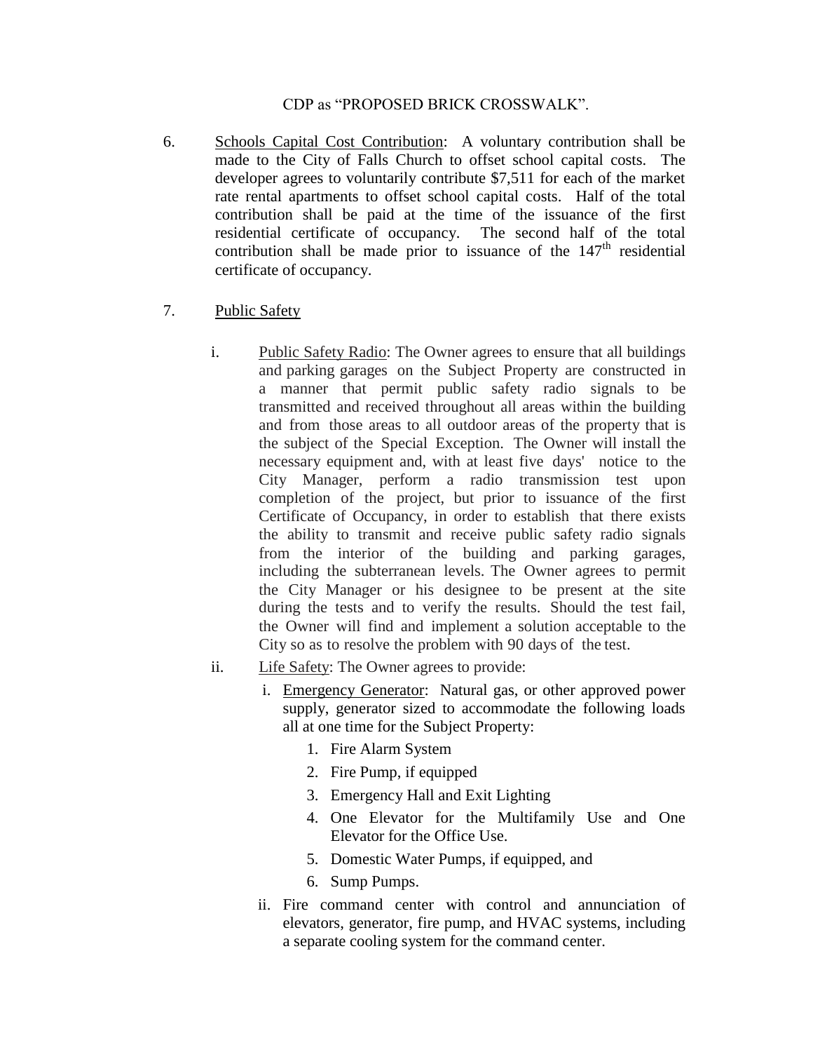CDP as "PROPOSED BRICK CROSSWALK".

6. <u>Schools Capital Cost Contribution</u>: A voluntary contribution shall be made to the City of Falls Church to offset school capital costs. The developer agrees to voluntarily contribute $7,511 for each of the market rate rental apartments to offset school capital costs. Half of the total contribution shall be paid at the time of the issuance of the first residential certificate of occupancy. The second half of the total contribution shall be made prior to issuance of the 147th residential certificate of occupancy.

7. <u>Public Safety</u>

   i. <u>Public Safety Radio</u>: The Owner agrees to ensure that all buildings and parking garages on the Subject Property are constructed in a manner that permit public safety radio signals to be transmitted and received throughout all areas within the building and from those areas to all outdoor areas of the property that is the subject of the Special Exception. The Owner will install the necessary equipment and, with at least five days' notice to the City Manager, perform a radio transmission test upon completion of the project, but prior to issuance of the first Certificate of Occupancy, in order to establish that there exists the ability to transmit and receive public safety radio signals from the interior of the building and parking garages, including the subterranean levels. The Owner agrees to permit the City Manager or his designee to be present at the site during the tests and to verify the results. Should the test fail, the Owner will find and implement a solution acceptable to the City so as to resolve the problem with 90 days of the test.

   ii. <u>Life Safety</u>: The Owner agrees to provide:

      i. <u>Emergency Generator</u>: Natural gas, or other approved power supply, generator sized to accommodate the following loads all at one time for the Subject Property:

         1. Fire Alarm System
         2. Fire Pump, if equipped
         3. Emergency Hall and Exit Lighting
         4. One Elevator for the Multifamily Use and One Elevator for the Office Use.
         5. Domestic Water Pumps, if equipped, and
         6. Sump Pumps.

      ii. Fire command center with control and annunciation of elevators, generator, fire pump, and HVAC systems, including a separate cooling system for the command center.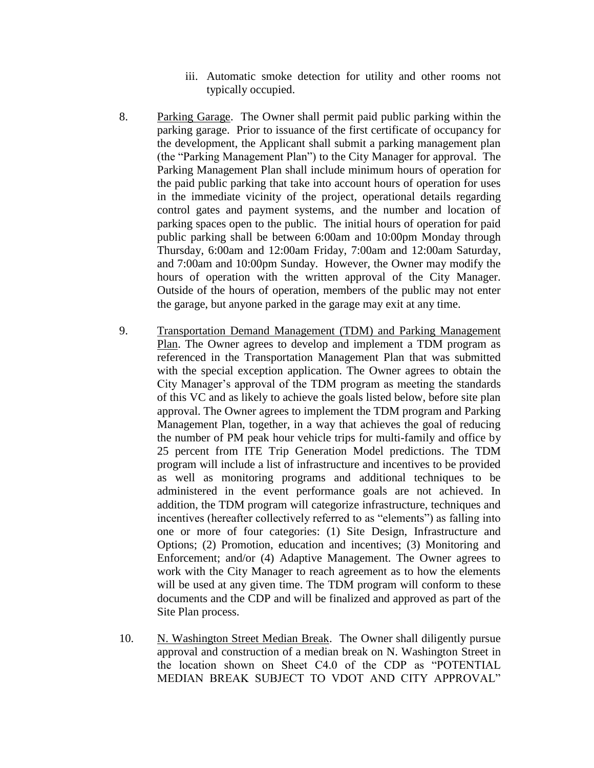iii. Automatic smoke detection for utility and other rooms not typically occupied.

8. Parking Garage. The Owner shall permit paid public parking within the parking garage. Prior to issuance of the first certificate of occupancy for the development, the Applicant shall submit a parking management plan (the "Parking Management Plan") to the City Manager for approval. The Parking Management Plan shall include minimum hours of operation for the paid public parking that take into account hours of operation for uses in the immediate vicinity of the project, operational details regarding control gates and payment systems, and the number and location of parking spaces open to the public. The initial hours of operation for paid public parking shall be between 6:00am and 10:00pm Monday through Thursday, 6:00am and 12:00am Friday, 7:00am and 12:00am Saturday, and 7:00am and 10:00pm Sunday. However, the Owner may modify the hours of operation with the written approval of the City Manager. Outside of the hours of operation, members of the public may not enter the garage, but anyone parked in the garage may exit at any time.

9. Transportation Demand Management (TDM) and Parking Management Plan. The Owner agrees to develop and implement a TDM program as referenced in the Transportation Management Plan that was submitted with the special exception application. The Owner agrees to obtain the City Manager's approval of the TDM program as meeting the standards of this VC and as likely to achieve the goals listed below, before site plan approval. The Owner agrees to implement the TDM program and Parking Management Plan, together, in a way that achieves the goal of reducing the number of PM peak hour vehicle trips for multi-family and office by 25 percent from ITE Trip Generation Model predictions. The TDM program will include a list of infrastructure and incentives to be provided as well as monitoring programs and additional techniques to be administered in the event performance goals are not achieved. In addition, the TDM program will categorize infrastructure, techniques and incentives (hereafter collectively referred to as "elements") as falling into one or more of four categories: (1) Site Design, Infrastructure and Options; (2) Promotion, education and incentives; (3) Monitoring and Enforcement; and/or (4) Adaptive Management. The Owner agrees to work with the City Manager to reach agreement as to how the elements will be used at any given time. The TDM program will conform to these documents and the CDP and will be finalized and approved as part of the Site Plan process.

10. N. Washington Street Median Break. The Owner shall diligently pursue approval and construction of a median break on N. Washington Street in the location shown on Sheet C4.0 of the CDP as "POTENTIAL MEDIAN BREAK SUBJECT TO VDOT AND CITY APPROVAL"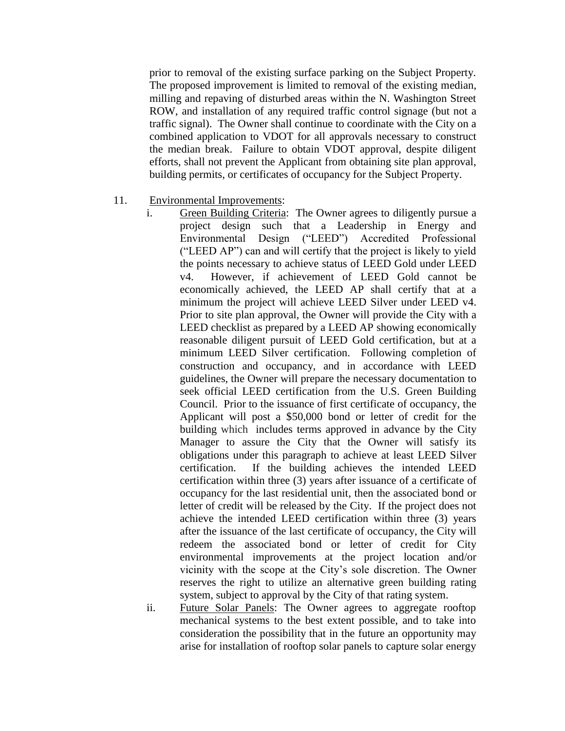prior to removal of the existing surface parking on the Subject Property. The proposed improvement is limited to removal of the existing median, milling and repaving of disturbed areas within the N. Washington Street ROW, and installation of any required traffic control signage (but not a traffic signal). The Owner shall continue to coordinate with the City on a combined application to VDOT for all approvals necessary to construct the median break. Failure to obtain VDOT approval, despite diligent efforts, shall not prevent the Applicant from obtaining site plan approval, building permits, or certificates of occupancy for the Subject Property.

11. Environmental Improvements:

i. Green Building Criteria: The Owner agrees to diligently pursue a project design such that a Leadership in Energy and Environmental Design ("LEED") Accredited Professional ("LEED AP") can and will certify that the project is likely to yield the points necessary to achieve status of LEED Gold under LEED v4. However, if achievement of LEED Gold cannot be economically achieved, the LEED AP shall certify that at a minimum the project will achieve LEED Silver under LEED v4. Prior to site plan approval, the Owner will provide the City with a LEED checklist as prepared by a LEED AP showing economically reasonable diligent pursuit of LEED Gold certification, but at a minimum LEED Silver certification. Following completion of construction and occupancy, and in accordance with LEED guidelines, the Owner will prepare the necessary documentation to seek official LEED certification from the U.S. Green Building Council. Prior to the issuance of first certificate of occupancy, the Applicant will post a $50,000 bond or letter of credit for the building which includes terms approved in advance by the City Manager to assure the City that the Owner will satisfy its obligations under this paragraph to achieve at least LEED Silver certification. If the building achieves the intended LEED certification within three (3) years after issuance of a certificate of occupancy for the last residential unit, then the associated bond or letter of credit will be released by the City. If the project does not achieve the intended LEED certification within three (3) years after the issuance of the last certificate of occupancy, the City will redeem the associated bond or letter of credit for City environmental improvements at the project location and/or vicinity with the scope at the City's sole discretion. The Owner reserves the right to utilize an alternative green building rating system, subject to approval by the City of that rating system.

ii. Future Solar Panels: The Owner agrees to aggregate rooftop mechanical systems to the best extent possible, and to take into consideration the possibility that in the future an opportunity may arise for installation of rooftop solar panels to capture solar energy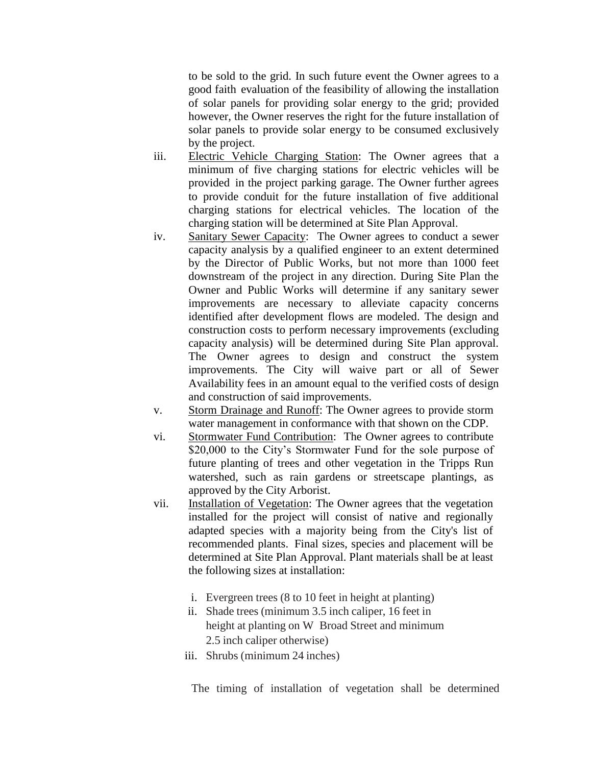to be sold to the grid. In such future event the Owner agrees to a good faith evaluation of the feasibility of allowing the installation of solar panels for providing solar energy to the grid; provided however, the Owner reserves the right for the future installation of solar panels to provide solar energy to be consumed exclusively by the project.

iii. Electric Vehicle Charging Station: The Owner agrees that a minimum of five charging stations for electric vehicles will be provided in the project parking garage. The Owner further agrees to provide conduit for the future installation of five additional charging stations for electrical vehicles. The location of the charging station will be determined at Site Plan Approval.

iv. Sanitary Sewer Capacity: The Owner agrees to conduct a sewer capacity analysis by a qualified engineer to an extent determined by the Director of Public Works, but not more than 1000 feet downstream of the project in any direction. During Site Plan the Owner and Public Works will determine if any sanitary sewer improvements are necessary to alleviate capacity concerns identified after development flows are modeled. The design and construction costs to perform necessary improvements (excluding capacity analysis) will be determined during Site Plan approval. The Owner agrees to design and construct the system improvements. The City will waive part or all of Sewer Availability fees in an amount equal to the verified costs of design and construction of said improvements.

v. Storm Drainage and Runoff: The Owner agrees to provide storm water management in conformance with that shown on the CDP.

vi. Stormwater Fund Contribution: The Owner agrees to contribute $20,000 to the City's Stormwater Fund for the sole purpose of future planting of trees and other vegetation in the Tripps Run watershed, such as rain gardens or streetscape plantings, as approved by the City Arborist.

vii. Installation of Vegetation: The Owner agrees that the vegetation installed for the project will consist of native and regionally adapted species with a majority being from the City's list of recommended plants. Final sizes, species and placement will be determined at Site Plan Approval. Plant materials shall be at least the following sizes at installation:

   i. Evergreen trees (8 to 10 feet in height at planting)
   ii. Shade trees (minimum 3.5 inch caliper, 16 feet in height at planting on W Broad Street and minimum 2.5 inch caliper otherwise)
   iii. Shrubs (minimum 24 inches)

The timing of installation of vegetation shall be determined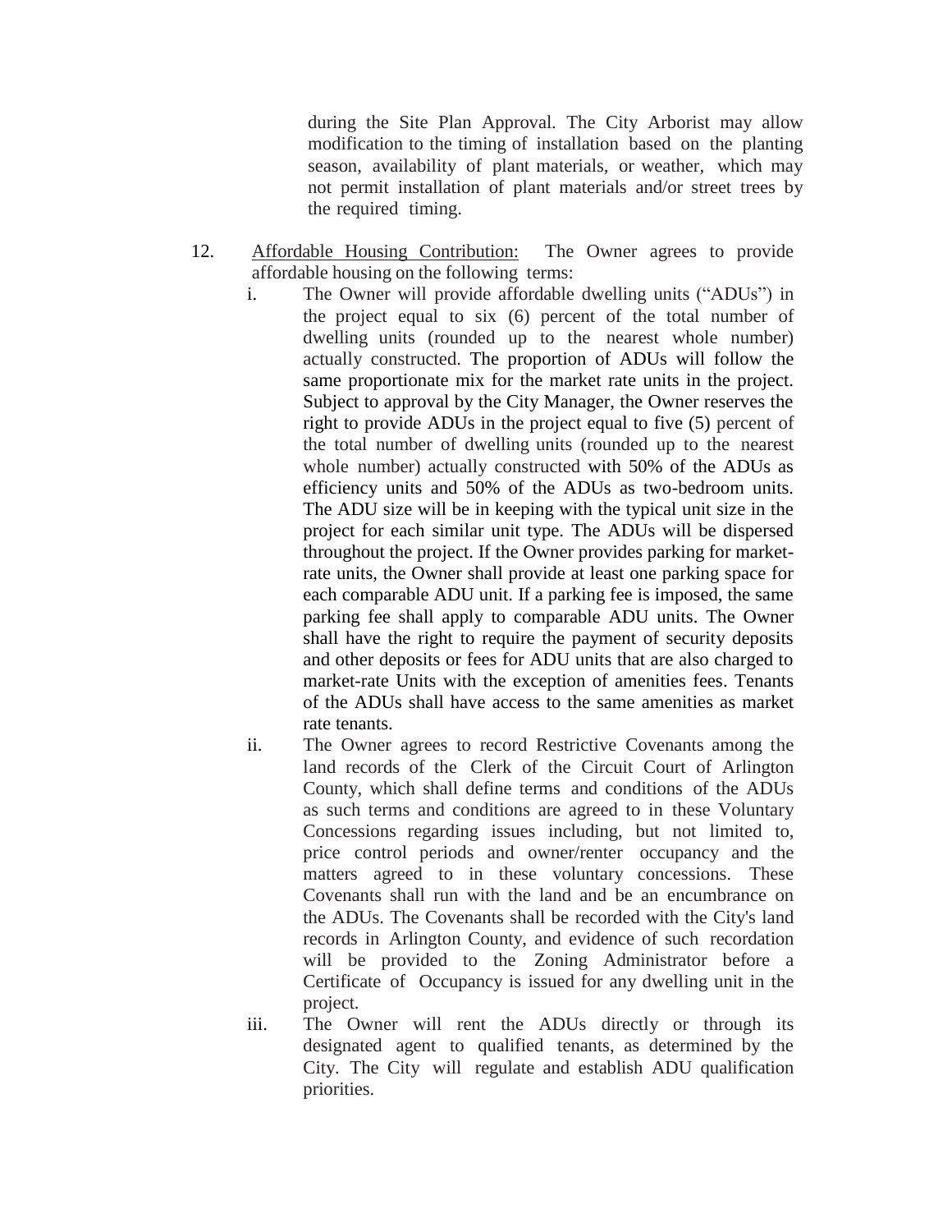during the Site Plan Approval. The City Arborist may allow modification to the timing of installation based on the planting season, availability of plant materials, or weather, which may not permit installation of plant materials and/or street trees by the required timing.

12. Affordable Housing Contribution: The Owner agrees to provide affordable housing on the following terms:

    i. The Owner will provide affordable dwelling units ("ADUs") in the project equal to six (6) percent of the total number of dwelling units (rounded up to the nearest whole number) actually constructed. The proportion of ADUs will follow the same proportionate mix for the market rate units in the project. Subject to approval by the City Manager, the Owner reserves the right to provide ADUs in the project equal to five (5) percent of the total number of dwelling units (rounded up to the nearest whole number) actually constructed with 50% of the ADUs as efficiency units and 50% of the ADUs as two-bedroom units. The ADU size will be in keeping with the typical unit size in the project for each similar unit type. The ADUs will be dispersed throughout the project. If the Owner provides parking for market-rate units, the Owner shall provide at least one parking space for each comparable ADU unit. If a parking fee is imposed, the same parking fee shall apply to comparable ADU units. The Owner shall have the right to require the payment of security deposits and other deposits or fees for ADU units that are also charged to market-rate Units with the exception of amenities fees. Tenants of the ADUs shall have access to the same amenities as market rate tenants.

    ii. The Owner agrees to record Restrictive Covenants among the land records of the Clerk of the Circuit Court of Arlington County, which shall define terms and conditions of the ADUs as such terms and conditions are agreed to in these Voluntary Concessions regarding issues including, but not limited to, price control periods and owner/renter occupancy and the matters agreed to in these voluntary concessions. These Covenants shall run with the land and be an encumbrance on the ADUs. The Covenants shall be recorded with the City's land records in Arlington County, and evidence of such recordation will be provided to the Zoning Administrator before a Certificate of Occupancy is issued for any dwelling unit in the project.

    iii. The Owner will rent the ADUs directly or through its designated agent to qualified tenants, as determined by the City. The City will regulate and establish ADU qualification priorities.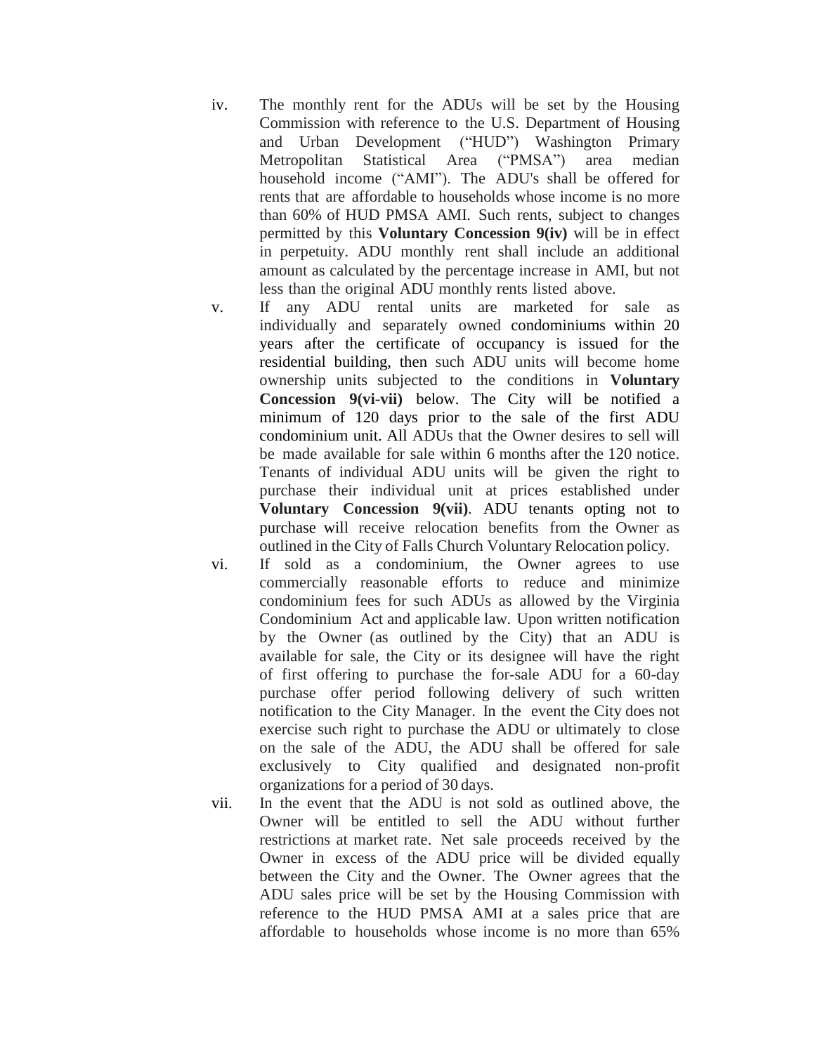iv. The monthly rent for the ADUs will be set by the Housing Commission with reference to the U.S. Department of Housing and Urban Development ("HUD") Washington Primary Metropolitan Statistical Area ("PMSA") area median household income ("AMI"). The ADU's shall be offered for rents that are affordable to households whose income is no more than 60% of HUD PMSA AMI. Such rents, subject to changes permitted by this **Voluntary Concession 9(iv)** will be in effect in perpetuity. ADU monthly rent shall include an additional amount as calculated by the percentage increase in AMI, but not less than the original ADU monthly rents listed above.

v. If any ADU rental units are marketed for sale as individually and separately owned condominiums within 20 years after the certificate of occupancy is issued for the residential building, then such ADU units will become home ownership units subjected to the conditions in **Voluntary Concession 9(vi-vii)** below. The City will be notified a minimum of 120 days prior to the sale of the first ADU condominium unit. All ADUs that the Owner desires to sell will be made available for sale within 6 months after the 120 notice. Tenants of individual ADU units will be given the right to purchase their individual unit at prices established under **Voluntary Concession 9(vii)**. ADU tenants opting not to purchase will receive relocation benefits from the Owner as outlined in the City of Falls Church Voluntary Relocation policy.

vi. If sold as a condominium, the Owner agrees to use commercially reasonable efforts to reduce and minimize condominium fees for such ADUs as allowed by the Virginia Condominium Act and applicable law. Upon written notification by the Owner (as outlined by the City) that an ADU is available for sale, the City or its designee will have the right of first offering to purchase the for-sale ADU for a 60-day purchase offer period following delivery of such written notification to the City Manager. In the event the City does not exercise such right to purchase the ADU or ultimately to close on the sale of the ADU, the ADU shall be offered for sale exclusively to City qualified and designated non-profit organizations for a period of 30 days.

vii. In the event that the ADU is not sold as outlined above, the Owner will be entitled to sell the ADU without further restrictions at market rate. Net sale proceeds received by the Owner in excess of the ADU price will be divided equally between the City and the Owner. The Owner agrees that the ADU sales price will be set by the Housing Commission with reference to the HUD PMSA AMI at a sales price that are affordable to households whose income is no more than 65%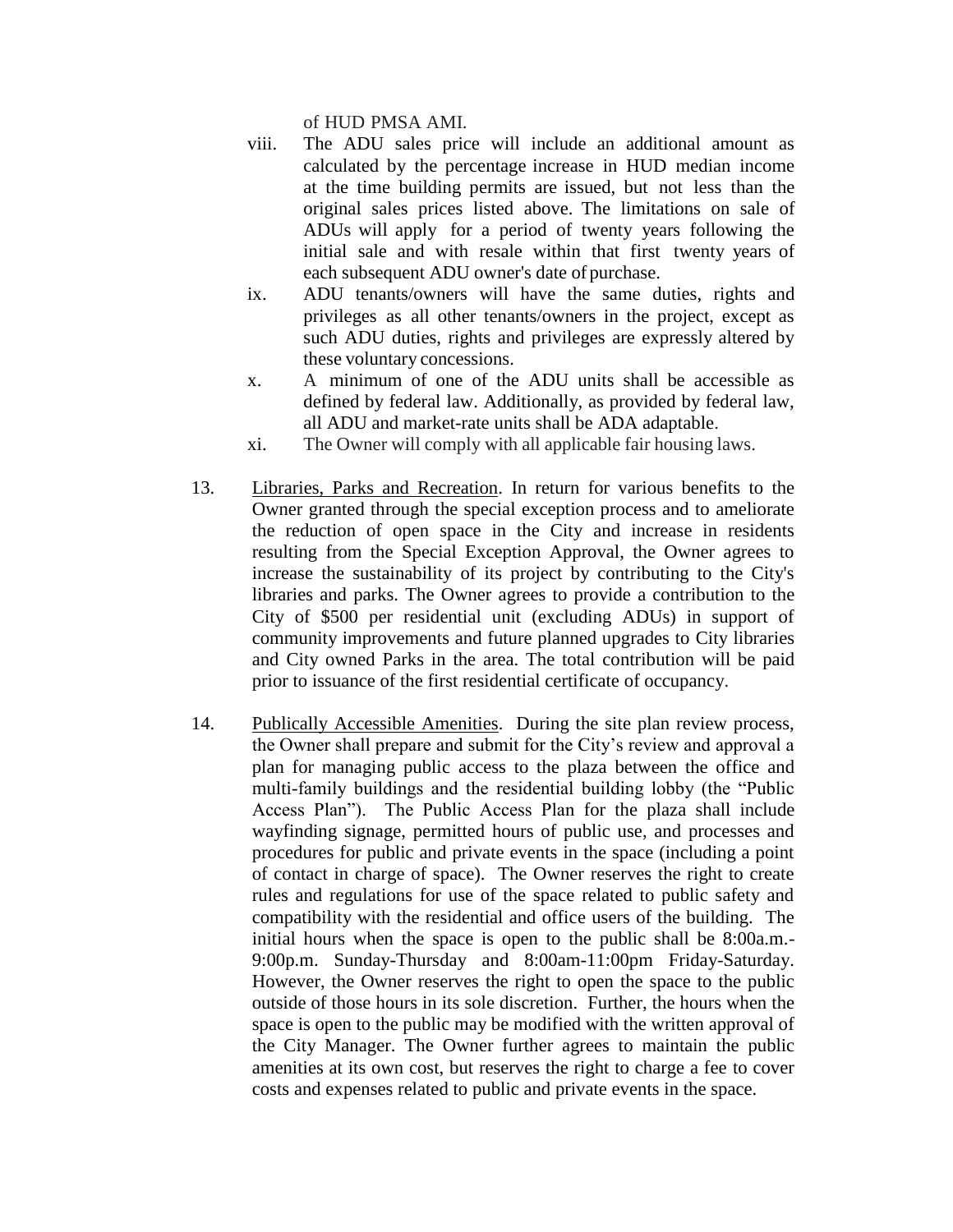of HUD PMSA AMI.

viii. The ADU sales price will include an additional amount as calculated by the percentage increase in HUD median income at the time building permits are issued, but not less than the original sales prices listed above. The limitations on sale of ADUs will apply for a period of twenty years following the initial sale and with resale within that first twenty years of each subsequent ADU owner's date of purchase.

ix. ADU tenants/owners will have the same duties, rights and privileges as all other tenants/owners in the project, except as such ADU duties, rights and privileges are expressly altered by these voluntary concessions.

x. A minimum of one of the ADU units shall be accessible as defined by federal law. Additionally, as provided by federal law, all ADU and market-rate units shall be ADA adaptable.

xi. The Owner will comply with all applicable fair housing laws.

13. Libraries, Parks and Recreation. In return for various benefits to the Owner granted through the special exception process and to ameliorate the reduction of open space in the City and increase in residents resulting from the Special Exception Approval, the Owner agrees to increase the sustainability of its project by contributing to the City's libraries and parks. The Owner agrees to provide a contribution to the City of $500 per residential unit (excluding ADUs) in support of community improvements and future planned upgrades to City libraries and City owned Parks in the area. The total contribution will be paid prior to issuance of the first residential certificate of occupancy.

14. Publically Accessible Amenities. During the site plan review process, the Owner shall prepare and submit for the City's review and approval a plan for managing public access to the plaza between the office and multi-family buildings and the residential building lobby (the "Public Access Plan"). The Public Access Plan for the plaza shall include wayfinding signage, permitted hours of public use, and processes and procedures for public and private events in the space (including a point of contact in charge of space). The Owner reserves the right to create rules and regulations for use of the space related to public safety and compatibility with the residential and office users of the building. The initial hours when the space is open to the public shall be 8:00a.m.-9:00p.m. Sunday-Thursday and 8:00am-11:00pm Friday-Saturday. However, the Owner reserves the right to open the space to the public outside of those hours in its sole discretion. Further, the hours when the space is open to the public may be modified with the written approval of the City Manager. The Owner further agrees to maintain the public amenities at its own cost, but reserves the right to charge a fee to cover costs and expenses related to public and private events in the space.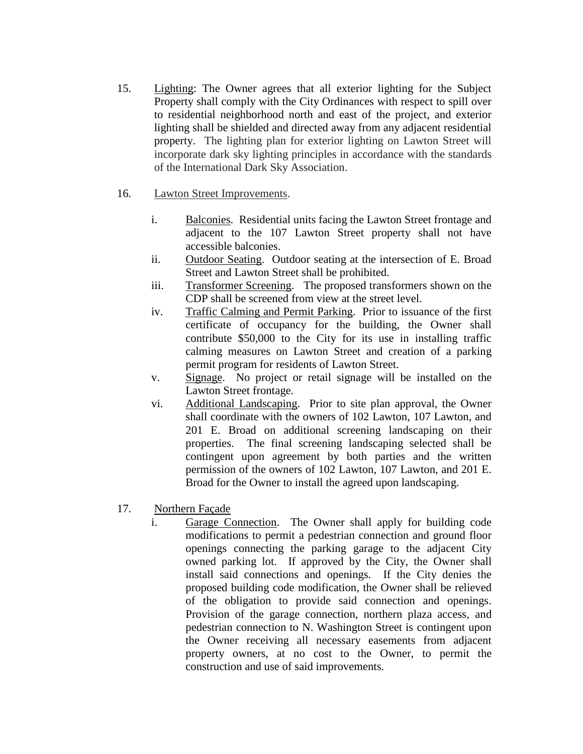15. Lighting: The Owner agrees that all exterior lighting for the Subject Property shall comply with the City Ordinances with respect to spill over to residential neighborhood north and east of the project, and exterior lighting shall be shielded and directed away from any adjacent residential property. The lighting plan for exterior lighting on Lawton Street will incorporate dark sky lighting principles in accordance with the standards of the International Dark Sky Association.

16. Lawton Street Improvements.

    i. Balconies. Residential units facing the Lawton Street frontage and adjacent to the 107 Lawton Street property shall not have accessible balconies.
    ii. Outdoor Seating. Outdoor seating at the intersection of E. Broad Street and Lawton Street shall be prohibited.
    iii. Transformer Screening. The proposed transformers shown on the CDP shall be screened from view at the street level.
    iv. Traffic Calming and Permit Parking. Prior to issuance of the first certificate of occupancy for the building, the Owner shall contribute $50,000 to the City for its use in installing traffic calming measures on Lawton Street and creation of a parking permit program for residents of Lawton Street.
    v. Signage. No project or retail signage will be installed on the Lawton Street frontage.
    vi. Additional Landscaping. Prior to site plan approval, the Owner shall coordinate with the owners of 102 Lawton, 107 Lawton, and 201 E. Broad on additional screening landscaping on their properties. The final screening landscaping selected shall be contingent upon agreement by both parties and the written permission of the owners of 102 Lawton, 107 Lawton, and 201 E. Broad for the Owner to install the agreed upon landscaping.

17. Northern Façade

    i. Garage Connection. The Owner shall apply for building code modifications to permit a pedestrian connection and ground floor openings connecting the parking garage to the adjacent City owned parking lot. If approved by the City, the Owner shall install said connections and openings. If the City denies the proposed building code modification, the Owner shall be relieved of the obligation to provide said connection and openings. Provision of the garage connection, northern plaza access, and pedestrian connection to N. Washington Street is contingent upon the Owner receiving all necessary easements from adjacent property owners, at no cost to the Owner, to permit the construction and use of said improvements.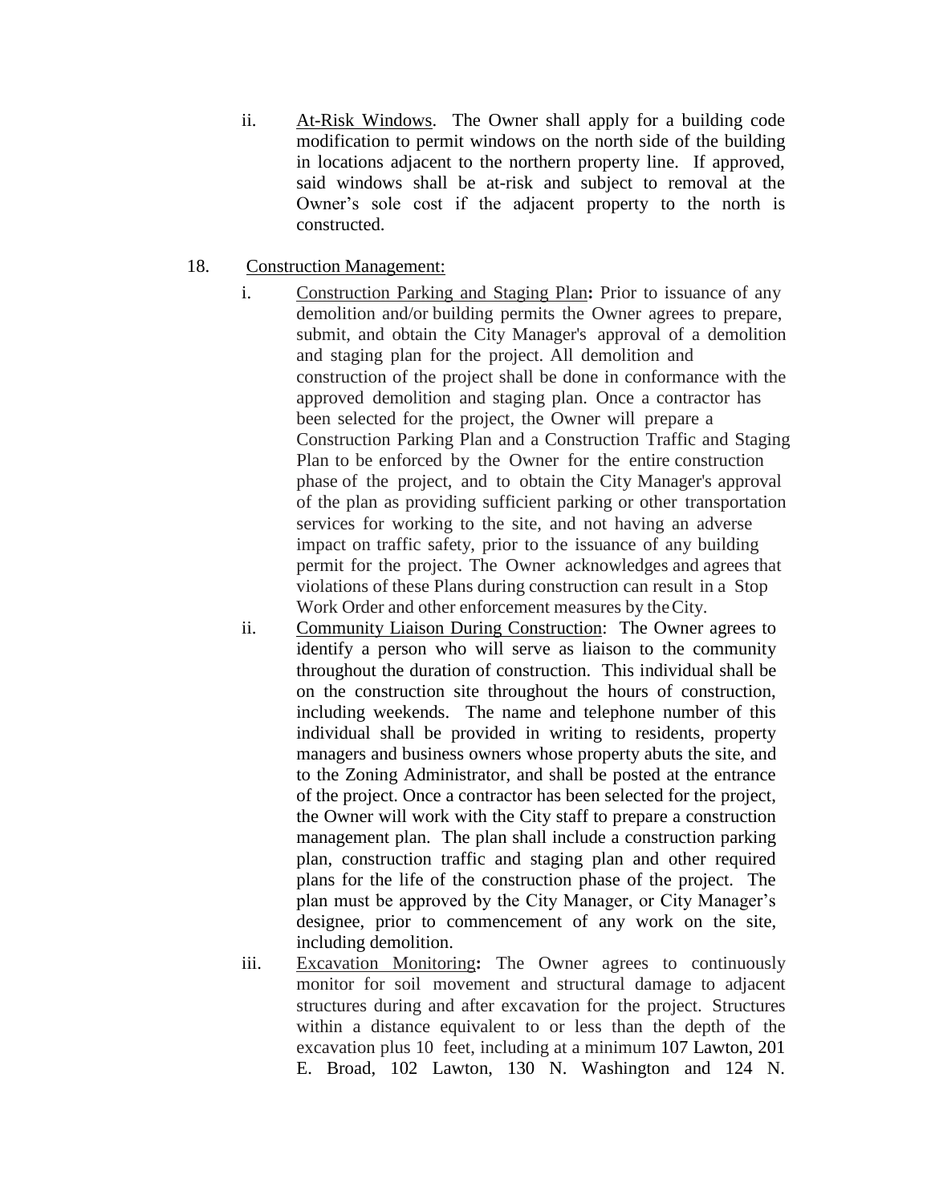ii. At-Risk Windows. The Owner shall apply for a building code modification to permit windows on the north side of the building in locations adjacent to the northern property line. If approved, said windows shall be at-risk and subject to removal at the Owner's sole cost if the adjacent property to the north is constructed.

18. Construction Management:

i. Construction Parking and Staging Plan**:** Prior to issuance of any demolition and/or building permits the Owner agrees to prepare, submit, and obtain the City Manager's approval of a demolition and staging plan for the project. All demolition and construction of the project shall be done in conformance with the approved demolition and staging plan. Once a contractor has been selected for the project, the Owner will prepare a Construction Parking Plan and a Construction Traffic and Staging Plan to be enforced by the Owner for the entire construction phase of the project, and to obtain the City Manager's approval of the plan as providing sufficient parking or other transportation services for working to the site, and not having an adverse impact on traffic safety, prior to the issuance of any building permit for the project. The Owner acknowledges and agrees that violations of these Plans during construction can result in a Stop Work Order and other enforcement measures by the City.

ii. Community Liaison During Construction: The Owner agrees to identify a person who will serve as liaison to the community throughout the duration of construction. This individual shall be on the construction site throughout the hours of construction, including weekends. The name and telephone number of this individual shall be provided in writing to residents, property managers and business owners whose property abuts the site, and to the Zoning Administrator, and shall be posted at the entrance of the project. Once a contractor has been selected for the project, the Owner will work with the City staff to prepare a construction management plan. The plan shall include a construction parking plan, construction traffic and staging plan and other required plans for the life of the construction phase of the project. The plan must be approved by the City Manager, or City Manager's designee, prior to commencement of any work on the site, including demolition.

iii. Excavation Monitoring**:** The Owner agrees to continuously monitor for soil movement and structural damage to adjacent structures during and after excavation for the project. Structures within a distance equivalent to or less than the depth of the excavation plus 10 feet, including at a minimum 107 Lawton, 201 E. Broad, 102 Lawton, 130 N. Washington and 124 N.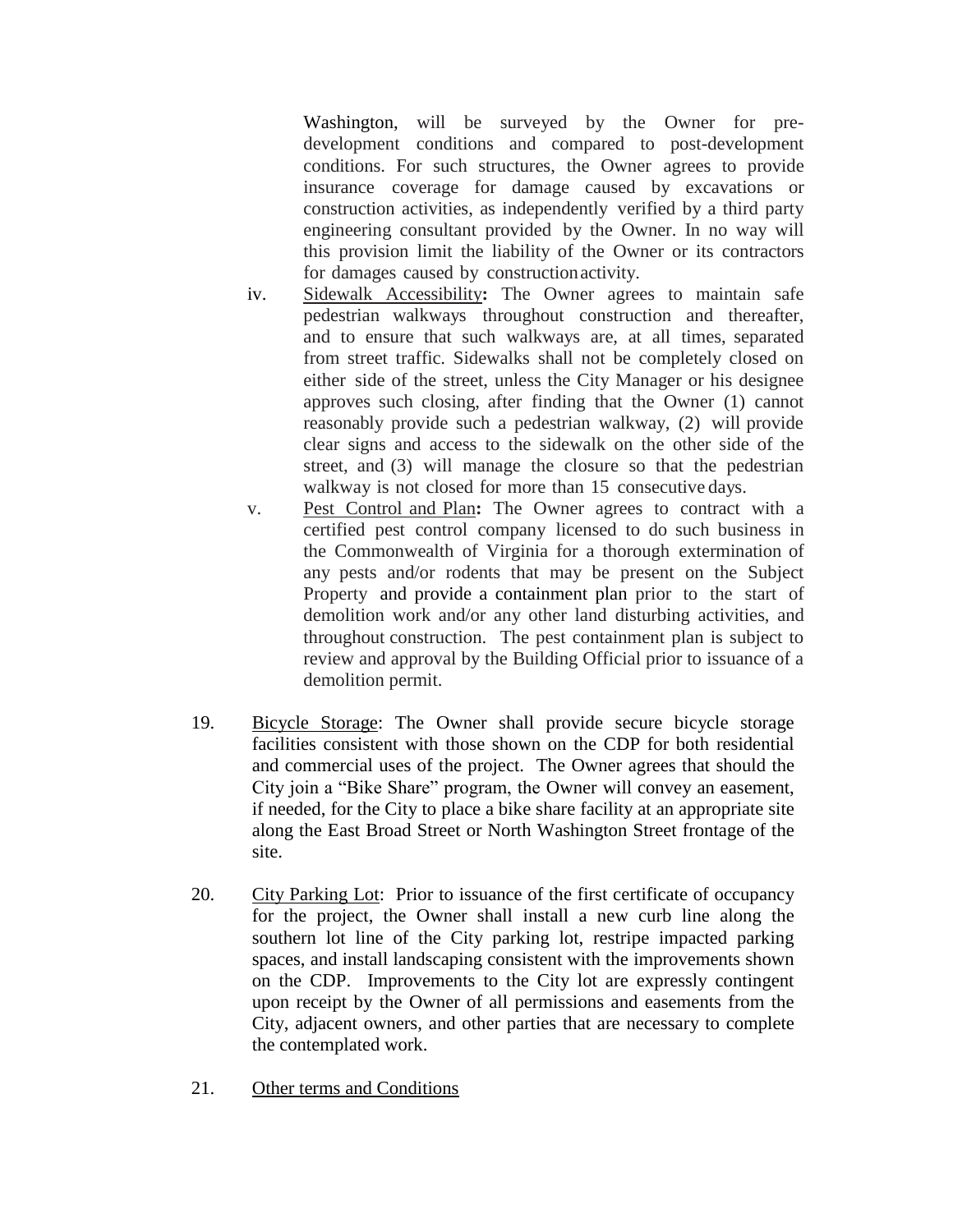Washington, will be surveyed by the Owner for pre-development conditions and compared to post-development conditions. For such structures, the Owner agrees to provide insurance coverage for damage caused by excavations or construction activities, as independently verified by a third party engineering consultant provided by the Owner. In no way will this provision limit the liability of the Owner or its contractors for damages caused by construction activity.

iv. Sidewalk Accessibility: The Owner agrees to maintain safe pedestrian walkways throughout construction and thereafter, and to ensure that such walkways are, at all times, separated from street traffic. Sidewalks shall not be completely closed on either side of the street, unless the City Manager or his designee approves such closing, after finding that the Owner (1) cannot reasonably provide such a pedestrian walkway, (2) will provide clear signs and access to the sidewalk on the other side of the street, and (3) will manage the closure so that the pedestrian walkway is not closed for more than 15 consecutive days.

v. Pest Control and Plan: The Owner agrees to contract with a certified pest control company licensed to do such business in the Commonwealth of Virginia for a thorough extermination of any pests and/or rodents that may be present on the Subject Property and provide a containment plan prior to the start of demolition work and/or any other land disturbing activities, and throughout construction. The pest containment plan is subject to review and approval by the Building Official prior to issuance of a demolition permit.

19. Bicycle Storage: The Owner shall provide secure bicycle storage facilities consistent with those shown on the CDP for both residential and commercial uses of the project. The Owner agrees that should the City join a "Bike Share" program, the Owner will convey an easement, if needed, for the City to place a bike share facility at an appropriate site along the East Broad Street or North Washington Street frontage of the site.

20. City Parking Lot: Prior to issuance of the first certificate of occupancy for the project, the Owner shall install a new curb line along the southern lot line of the City parking lot, restripe impacted parking spaces, and install landscaping consistent with the improvements shown on the CDP. Improvements to the City lot are expressly contingent upon receipt by the Owner of all permissions and easements from the City, adjacent owners, and other parties that are necessary to complete the contemplated work.

21. Other terms and Conditions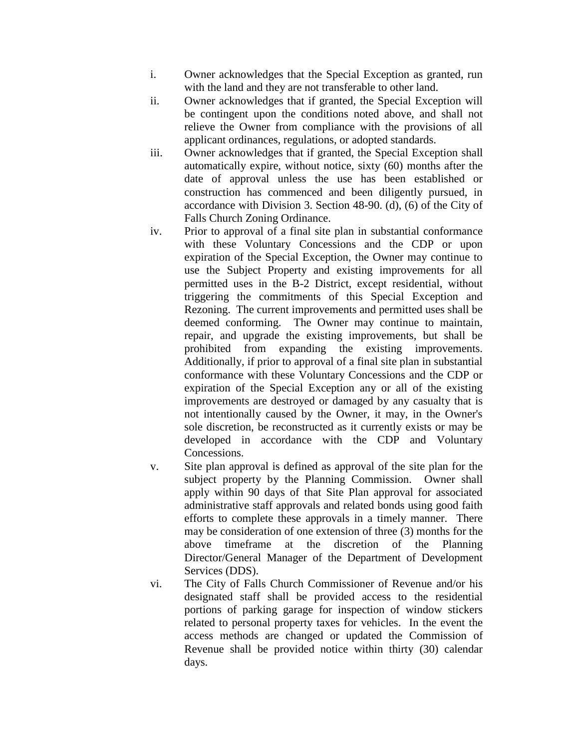i. Owner acknowledges that the Special Exception as granted, run with the land and they are not transferable to other land.

ii. Owner acknowledges that if granted, the Special Exception will be contingent upon the conditions noted above, and shall not relieve the Owner from compliance with the provisions of all applicant ordinances, regulations, or adopted standards.

iii. Owner acknowledges that if granted, the Special Exception shall automatically expire, without notice, sixty (60) months after the date of approval unless the use has been established or construction has commenced and been diligently pursued, in accordance with Division 3. Section 48-90. (d), (6) of the City of Falls Church Zoning Ordinance.

iv. Prior to approval of a final site plan in substantial conformance with these Voluntary Concessions and the CDP or upon expiration of the Special Exception, the Owner may continue to use the Subject Property and existing improvements for all permitted uses in the B-2 District, except residential, without triggering the commitments of this Special Exception and Rezoning. The current improvements and permitted uses shall be deemed conforming. The Owner may continue to maintain, repair, and upgrade the existing improvements, but shall be prohibited from expanding the existing improvements. Additionally, if prior to approval of a final site plan in substantial conformance with these Voluntary Concessions and the CDP or expiration of the Special Exception any or all of the existing improvements are destroyed or damaged by any casualty that is not intentionally caused by the Owner, it may, in the Owner's sole discretion, be reconstructed as it currently exists or may be developed in accordance with the CDP and Voluntary Concessions.

v. Site plan approval is defined as approval of the site plan for the subject property by the Planning Commission. Owner shall apply within 90 days of that Site Plan approval for associated administrative staff approvals and related bonds using good faith efforts to complete these approvals in a timely manner. There may be consideration of one extension of three (3) months for the above timeframe at the discretion of the Planning Director/General Manager of the Department of Development Services (DDS).

vi. The City of Falls Church Commissioner of Revenue and/or his designated staff shall be provided access to the residential portions of parking garage for inspection of window stickers related to personal property taxes for vehicles. In the event the access methods are changed or updated the Commission of Revenue shall be provided notice within thirty (30) calendar days.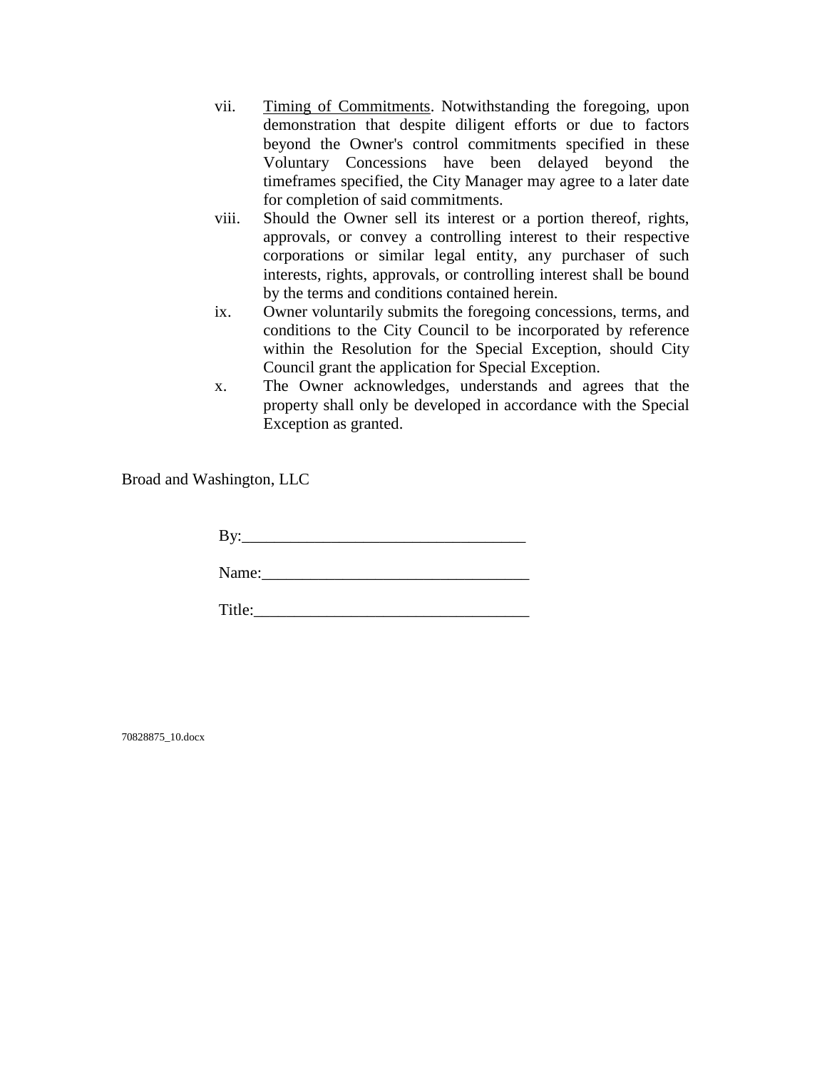vii. Timing of Commitments. Notwithstanding the foregoing, upon demonstration that despite diligent efforts or due to factors beyond the Owner's control commitments specified in these Voluntary Concessions have been delayed beyond the timeframes specified, the City Manager may agree to a later date for completion of said commitments.

viii. Should the Owner sell its interest or a portion thereof, rights, approvals, or convey a controlling interest to their respective corporations or similar legal entity, any purchaser of such interests, rights, approvals, or controlling interest shall be bound by the terms and conditions contained herein.

ix. Owner voluntarily submits the foregoing concessions, terms, and conditions to the City Council to be incorporated by reference within the Resolution for the Special Exception, should City Council grant the application for Special Exception.

x. The Owner acknowledges, understands and agrees that the property shall only be developed in accordance with the Special Exception as granted.

Broad and Washington, LLC

By:___________________________________

Name:_________________________________

Title:__________________________________

70828875_10.docx